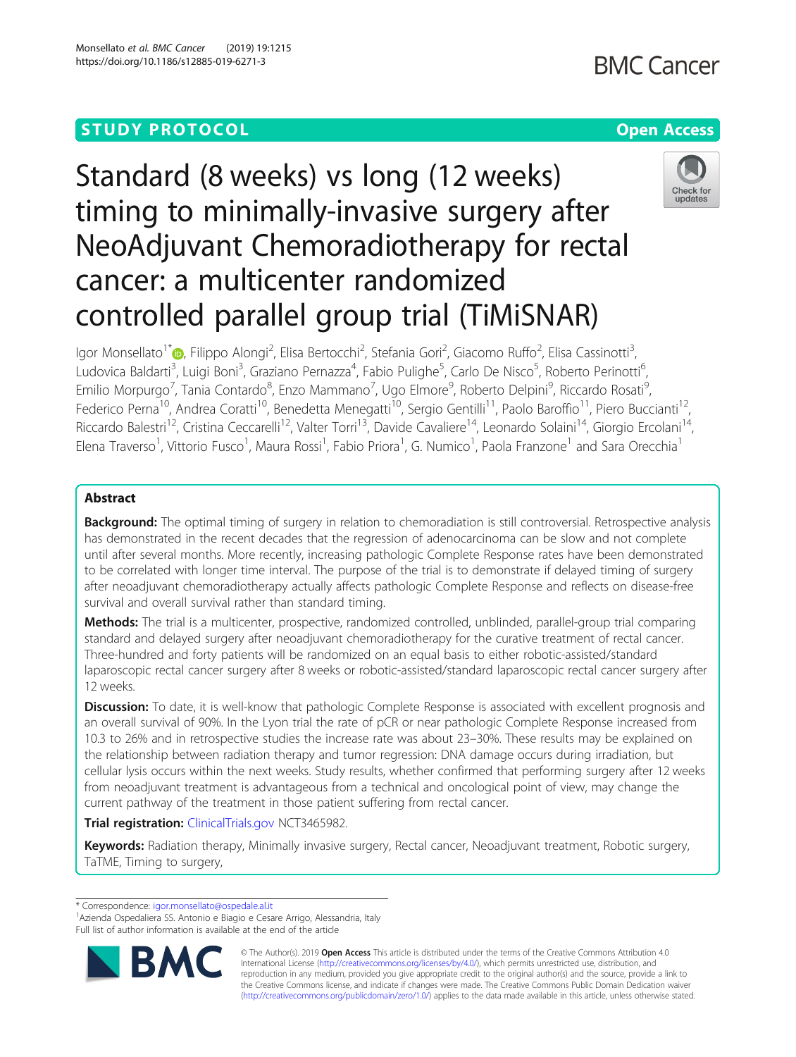STUDY PROTOCOL

Open Access

# Standard (8 weeks) vs long (12 weeks) timing to minimally-invasive surgery after NeoAdjuvant Chemoradiotherapy for rectal cancer: a multicenter randomized controlled parallel group trial (TiMiSNAR)

Igor Monsellato[1*], Filippo Alongi[2], Elisa Bertocchi[2], Stefania Gori[2], Giacomo Ruffo[2], Elisa Cassinotti[3], Ludovica Baldarti[3], Luigi Boni[3], Graziano Pernazza[4], Fabio Pulighe[5], Carlo De Nisco[5], Roberto Perinotti[6], Emilio Morpurgo[7], Tania Contardo[8], Enzo Mammano[7], Ugo Elmore[9], Roberto Delpini[9], Riccardo Rosati[9], Federico Perna[10], Andrea Coratti[10], Benedetta Menegatti[10], Sergio Gentilli[11], Paolo Baroffio[11], Piero Bucciant[12], Riccardo Balestri[12], Cristina Ceccarelli[12], Valter Torri[13], Davide Cavaliere[14], Leonardo Solaini[14], Giorgio Ercolani[14], Elena Traverso[1], Vittorio Fusco[1], Maura Rossi[1], Fabio Priora[1], G. Numico[1], Paola Franzone[1] and Sara Orecchia[1]

## Abstract

**Background:** The optimal timing of surgery in relation to chemoradiation is still controversial. Retrospective analysis has demonstrated in the recent decades that the regression of adenocarcinoma can be slow and not complete until after several months. More recently, increasing pathologic Complete Response rates have been demonstrated to be correlated with longer time interval. The purpose of the trial is to demonstrate if delayed timing of surgery after neoadjuvant chemoradiotherapy actually affects pathologic Complete Response and reflects on disease-free survival and overall survival rather than standard timing.

**Methods:** The trial is a multicenter, prospective, randomized controlled, unblinded, parallel-group trial comparing standard and delayed surgery after neoadjuvant chemoradiotherapy for the curative treatment of rectal cancer. Three-hundred and forty patients will be randomized on an equal basis to either robotic-assisted/standard laparoscopic rectal cancer surgery after 8 weeks or robotic-assisted/standard laparoscopic rectal cancer surgery after 12 weeks.

**Discussion:** To date, it is well-know that pathologic Complete Response is associated with excellent prognosis and an overall survival of 90%. In the Lyon trial the rate of pCR or near pathologic Complete Response increased from 10.3 to 26% and in retrospective studies the increase rate was about 23–30%. These results may be explained on the relationship between radiation therapy and tumor regression: DNA damage occurs during irradiation, but cellular lysis occurs within the next weeks. Study results, whether confirmed that performing surgery after 12 weeks from neoadjuvant treatment is advantageous from a technical and oncological point of view, may change the current pathway of the treatment in those patient suffering from rectal cancer.

**Trial registration:** ClinicalTrials.gov NCT3465982.

**Keywords:** Radiation therapy, Minimally invasive surgery, Rectal cancer, Neoadjuvant treatment, Robotic surgery, TaTME, Timing to surgery,

---

\* Correspondence: igor.monsellato@ospedale.al.it

[1]Azienda Ospedaliera SS. Antonio e Biagio e Cesare Arrigo, Alessandria, Italy

Full list of author information is available at the end of the article

© The Author(s). 2019 **Open Access** This article is distributed under the terms of the Creative Commons Attribution 4.0 International License (http://creativecommons.org/licenses/by/4.0/), which permits unrestricted use, distribution, and reproduction in any medium, provided you give appropriate credit to the original author(s) and the source, provide a link to the Creative Commons license, and indicate if changes were made. The Creative Commons Public Domain Dedication waiver (http://creativecommons.org/publicdomain/zero/1.0/) applies to the data made available in this article, unless otherwise stated.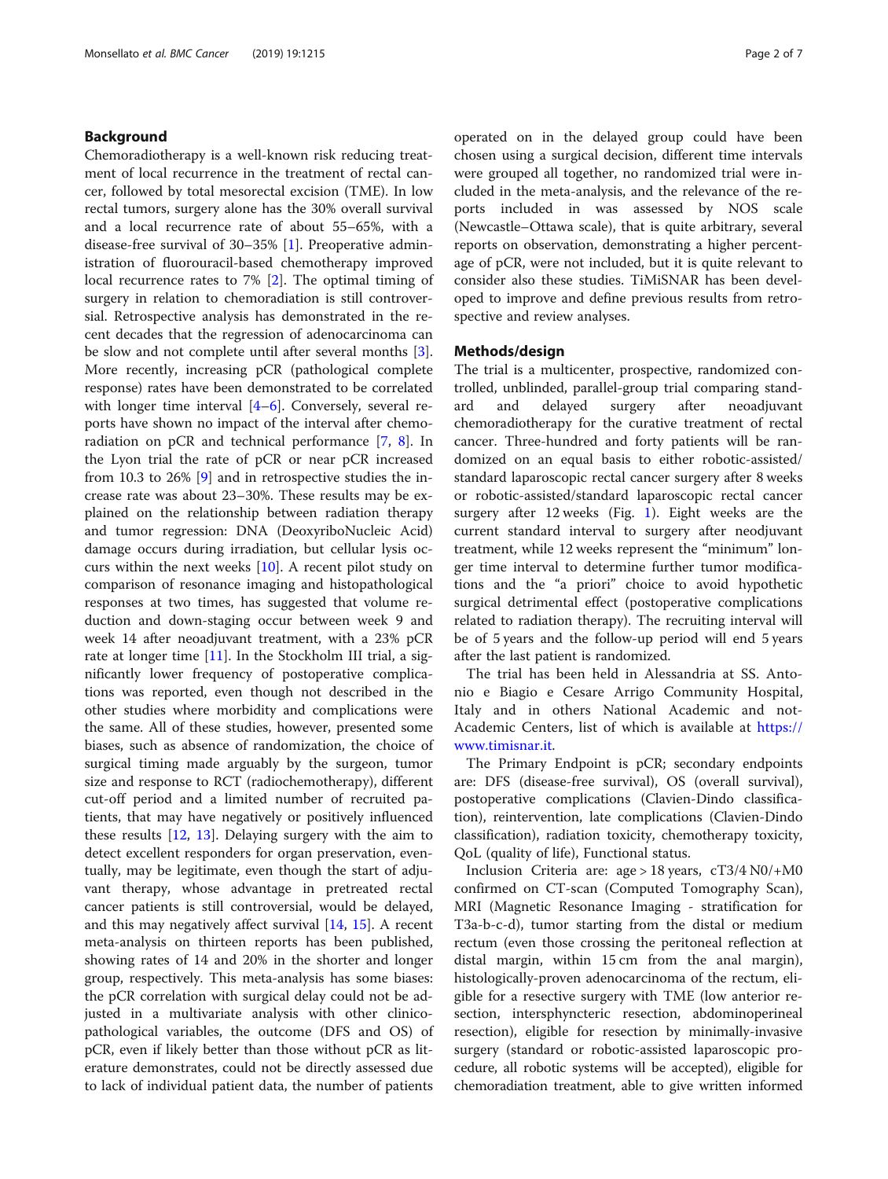## Background

Chemoradiotherapy is a well-known risk reducing treatment of local recurrence in the treatment of rectal cancer, followed by total mesorectal excision (TME). In low rectal tumors, surgery alone has the 30% overall survival and a local recurrence rate of about 55–65%, with a disease-free survival of 30–35% [1]. Preoperative administration of fluorouracil-based chemotherapy improved local recurrence rates to 7% [2]. The optimal timing of surgery in relation to chemoradiation is still controversial. Retrospective analysis has demonstrated in the recent decades that the regression of adenocarcinoma can be slow and not complete until after several months [3]. More recently, increasing pCR (pathological complete response) rates have been demonstrated to be correlated with longer time interval [4–6]. Conversely, several reports have shown no impact of the interval after chemoradiation on pCR and technical performance [7, 8]. In the Lyon trial the rate of pCR or near pCR increased from 10.3 to 26% [9] and in retrospective studies the increase rate was about 23–30%. These results may be explained on the relationship between radiation therapy and tumor regression: DNA (DeoxyriboNucleic Acid) damage occurs during irradiation, but cellular lysis occurs within the next weeks [10]. A recent pilot study on comparison of resonance imaging and histopathological responses at two times, has suggested that volume reduction and down-staging occur between week 9 and week 14 after neoadjuvant treatment, with a 23% pCR rate at longer time [11]. In the Stockholm III trial, a significantly lower frequency of postoperative complications was reported, even though not described in the other studies where morbidity and complications were the same. All of these studies, however, presented some biases, such as absence of randomization, the choice of surgical timing made arguably by the surgeon, tumor size and response to RCT (radiochemotherapy), different cut-off period and a limited number of recruited patients, that may have negatively or positively influenced these results [12, 13]. Delaying surgery with the aim to detect excellent responders for organ preservation, eventually, may be legitimate, even though the start of adjuvant therapy, whose advantage in pretreated rectal cancer patients is still controversial, would be delayed, and this may negatively affect survival [14, 15]. A recent meta-analysis on thirteen reports has been published, showing rates of 14 and 20% in the shorter and longer group, respectively. This meta-analysis has some biases: the pCR correlation with surgical delay could not be adjusted in a multivariate analysis with other clinicopathological variables, the outcome (DFS and OS) of pCR, even if likely better than those without pCR as literature demonstrates, could not be directly assessed due to lack of individual patient data, the number of patients operated on in the delayed group could have been chosen using a surgical decision, different time intervals were grouped all together, no randomized trial were included in the meta-analysis, and the relevance of the reports included in was assessed by NOS scale (Newcastle–Ottawa scale), that is quite arbitrary, several reports on observation, demonstrating a higher percentage of pCR, were not included, but it is quite relevant to consider also these studies. TiMiSNAR has been developed to improve and define previous results from retrospective and review analyses.

## Methods/design

The trial is a multicenter, prospective, randomized controlled, unblinded, parallel-group trial comparing standard and delayed surgery after neoadjuvant chemoradiotherapy for the curative treatment of rectal cancer. Three-hundred and forty patients will be randomized on an equal basis to either robotic-assisted/standard laparoscopic rectal cancer surgery after 8 weeks or robotic-assisted/standard laparoscopic rectal cancer surgery after 12 weeks (Fig. 1). Eight weeks are the current standard interval to surgery after neodjuvant treatment, while 12 weeks represent the "minimum" longer time interval to determine further tumor modifications and the "a priori" choice to avoid hypothetic surgical detrimental effect (postoperative complications related to radiation therapy). The recruiting interval will be of 5 years and the follow-up period will end 5 years after the last patient is randomized.

The trial has been held in Alessandria at SS. Antonio e Biagio e Cesare Arrigo Community Hospital, Italy and in others National Academic and not-Academic Centers, list of which is available at https://www.timisnar.it.

The Primary Endpoint is pCR; secondary endpoints are: DFS (disease-free survival), OS (overall survival), postoperative complications (Clavien-Dindo classification), reintervention, late complications (Clavien-Dindo classification), radiation toxicity, chemotherapy toxicity, QoL (quality of life), Functional status.

Inclusion Criteria are: age > 18 years, cT3/4 N0/+M0 confirmed on CT-scan (Computed Tomography Scan), MRI (Magnetic Resonance Imaging - stratification for T3a-b-c-d), tumor starting from the distal or medium rectum (even those crossing the peritoneal reflection at distal margin, within 15 cm from the anal margin), histologically-proven adenocarcinoma of the rectum, eligible for a resective surgery with TME (low anterior resection, intersphyncteric resection, abdominoperineal resection), eligible for resection by minimally-invasive surgery (standard or robotic-assisted laparoscopic procedure, all robotic systems will be accepted), eligible for chemoradiation treatment, able to give written informed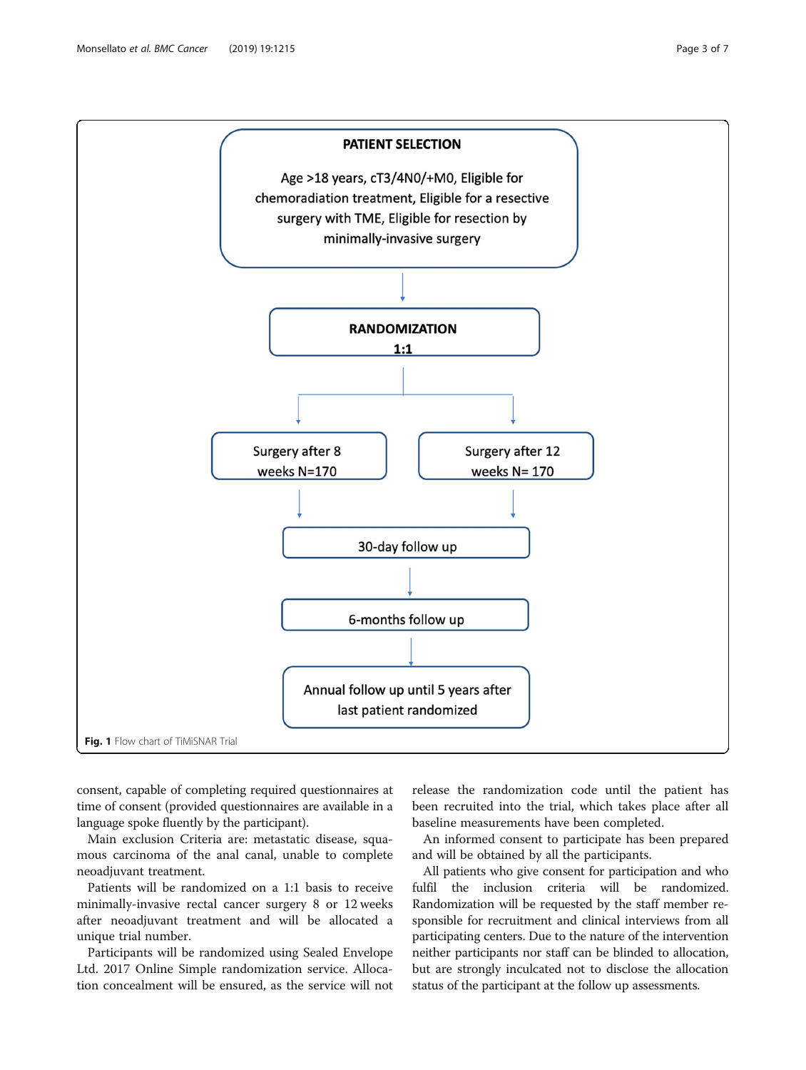PATIENT SELECTION

Age >18 years, cT3/4N0/+M0, Eligible for chemoradiation treatment, Eligible for a resective surgery with TME, Eligible for resection by minimally-invasive surgery

↓

RANDOMIZATION 1:1

↓

Surgery after 8 weeks N=170 | Surgery after 12 weeks N= 170

↓

30-day follow up

↓

6-months follow up

↓

Annual follow up until 5 years after last patient randomized

**Fig. 1** Flow chart of TiMiSNAR Trial

consent, capable of completing required questionnaires at time of consent (provided questionnaires are available in a language spoke fluently by the participant).

Main exclusion Criteria are: metastatic disease, squamous carcinoma of the anal canal, unable to complete neoadjuvant treatment.

Patients will be randomized on a 1:1 basis to receive minimally-invasive rectal cancer surgery 8 or 12 weeks after neoadjuvant treatment and will be allocated a unique trial number.

Participants will be randomized using Sealed Envelope Ltd. 2017 Online Simple randomization service. Allocation concealment will be ensured, as the service will not release the randomization code until the patient has been recruited into the trial, which takes place after all baseline measurements have been completed.

An informed consent to participate has been prepared and will be obtained by all the participants.

All patients who give consent for participation and who fulfil the inclusion criteria will be randomized. Randomization will be requested by the staff member responsible for recruitment and clinical interviews from all participating centers. Due to the nature of the intervention neither participants nor staff can be blinded to allocation, but are strongly inculcated not to disclose the allocation status of the participant at the follow up assessments.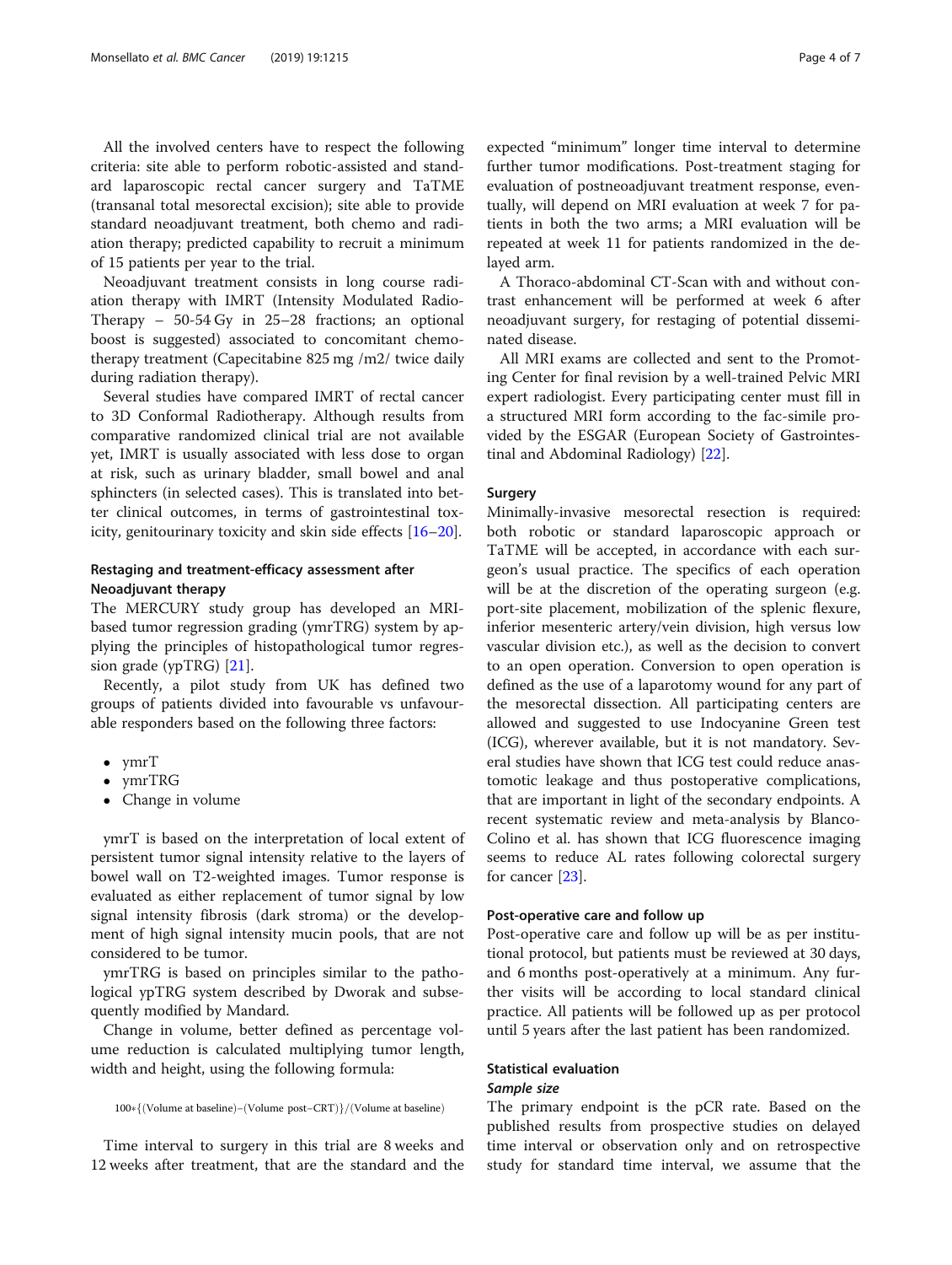All the involved centers have to respect the following criteria: site able to perform robotic-assisted and standard laparoscopic rectal cancer surgery and TaTME (transanal total mesorectal excision); site able to provide standard neoadjuvant treatment, both chemo and radiation therapy; predicted capability to recruit a minimum of 15 patients per year to the trial.

Neoadjuvant treatment consists in long course radiation therapy with IMRT (Intensity Modulated Radio-Therapy – 50-54 Gy in 25–28 fractions; an optional boost is suggested) associated to concomitant chemotherapy treatment (Capecitabine 825 mg /m2/ twice daily during radiation therapy).

Several studies have compared IMRT of rectal cancer to 3D Conformal Radiotherapy. Although results from comparative randomized clinical trial are not available yet, IMRT is usually associated with less dose to organ at risk, such as urinary bladder, small bowel and anal sphincters (in selected cases). This is translated into better clinical outcomes, in terms of gastrointestinal toxicity, genitourinary toxicity and skin side effects [16–20].

### Restaging and treatment-efficacy assessment after Neoadjuvant therapy

The MERCURY study group has developed an MRI-based tumor regression grading (ymrTRG) system by applying the principles of histopathological tumor regression grade (ypTRG) [21].

Recently, a pilot study from UK has defined two groups of patients divided into favourable vs unfavourable responders based on the following three factors:

- ymrT
- ymrTRG
- Change in volume

ymrT is based on the interpretation of local extent of persistent tumor signal intensity relative to the layers of bowel wall on T2-weighted images. Tumor response is evaluated as either replacement of tumor signal by low signal intensity fibrosis (dark stroma) or the development of high signal intensity mucin pools, that are not considered to be tumor.

ymrTRG is based on principles similar to the pathological ypTRG system described by Dworak and subsequently modified by Mandard.

Change in volume, better defined as percentage volume reduction is calculated multiplying tumor length, width and height, using the following formula:

$$100*\{(\text{Volume at baseline})-(\text{Volume post-CRT})\}/(\text{Volume at baseline})$$

Time interval to surgery in this trial are 8 weeks and 12 weeks after treatment, that are the standard and the expected "minimum" longer time interval to determine further tumor modifications. Post-treatment staging for evaluation of postneoadjuvant treatment response, eventually, will depend on MRI evaluation at week 7 for patients in both the two arms; a MRI evaluation will be repeated at week 11 for patients randomized in the delayed arm.

A Thoraco-abdominal CT-Scan with and without contrast enhancement will be performed at week 6 after neoadjuvant surgery, for restaging of potential disseminated disease.

All MRI exams are collected and sent to the Promoting Center for final revision by a well-trained Pelvic MRI expert radiologist. Every participating center must fill in a structured MRI form according to the fac-simile provided by the ESGAR (European Society of Gastrointestinal and Abdominal Radiology) [22].

### Surgery

Minimally-invasive mesorectal resection is required: both robotic or standard laparoscopic approach or TaTME will be accepted, in accordance with each surgeon's usual practice. The specifics of each operation will be at the discretion of the operating surgeon (e.g. port-site placement, mobilization of the splenic flexure, inferior mesenteric artery/vein division, high versus low vascular division etc.), as well as the decision to convert to an open operation. Conversion to open operation is defined as the use of a laparotomy wound for any part of the mesorectal dissection. All participating centers are allowed and suggested to use Indocyanine Green test (ICG), wherever available, but it is not mandatory. Several studies have shown that ICG test could reduce anastomotic leakage and thus postoperative complications, that are important in light of the secondary endpoints. A recent systematic review and meta-analysis by Blanco-Colino et al. has shown that ICG fluorescence imaging seems to reduce AL rates following colorectal surgery for cancer [23].

### Post-operative care and follow up

Post-operative care and follow up will be as per institutional protocol, but patients must be reviewed at 30 days, and 6 months post-operatively at a minimum. Any further visits will be according to local standard clinical practice. All patients will be followed up as per protocol until 5 years after the last patient has been randomized.

### Statistical evaluation

#### *Sample size*

The primary endpoint is the pCR rate. Based on the published results from prospective studies on delayed time interval or observation only and on retrospective study for standard time interval, we assume that the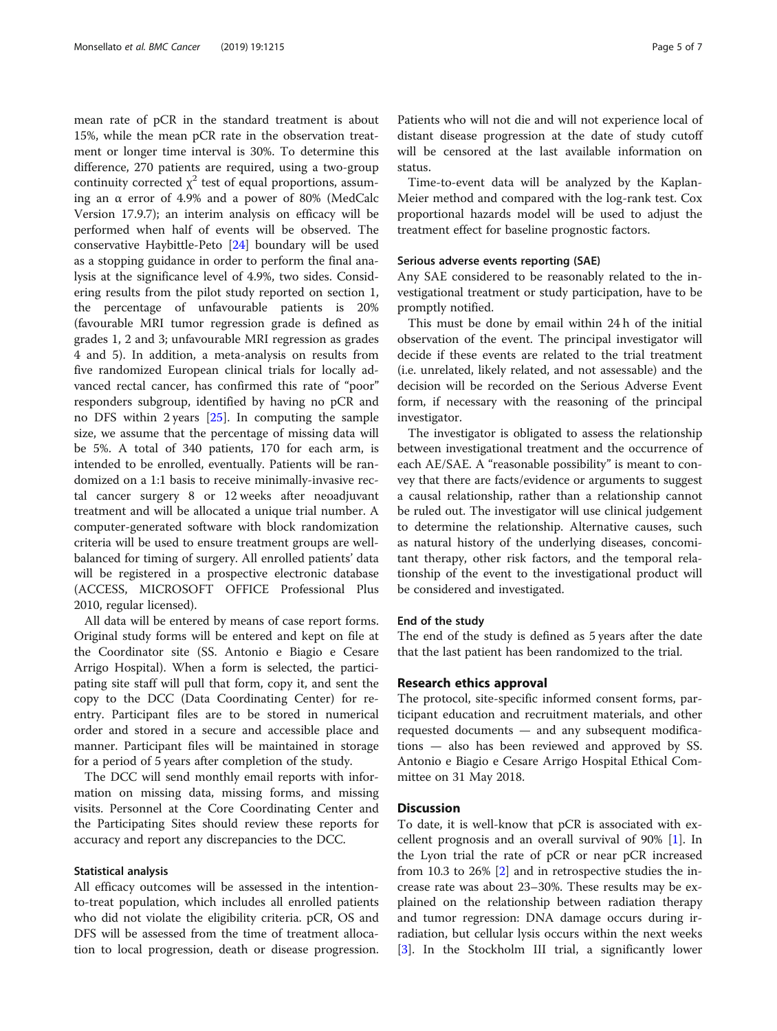mean rate of pCR in the standard treatment is about 15%, while the mean pCR rate in the observation treatment or longer time interval is 30%. To determine this difference, 270 patients are required, using a two-group continuity corrected $\chi^2$ test of equal proportions, assuming an $\alpha$ error of 4.9% and a power of 80% (MedCalc Version 17.9.7); an interim analysis on efficacy will be performed when half of events will be observed. The conservative Haybittle-Peto [24] boundary will be used as a stopping guidance in order to perform the final analysis at the significance level of 4.9%, two sides. Considering results from the pilot study reported on section 1, the percentage of unfavourable patients is 20% (favourable MRI tumor regression grade is defined as grades 1, 2 and 3; unfavourable MRI regression as grades 4 and 5). In addition, a meta-analysis on results from five randomized European clinical trials for locally advanced rectal cancer, has confirmed this rate of "poor" responders subgroup, identified by having no pCR and no DFS within 2 years [25]. In computing the sample size, we assume that the percentage of missing data will be 5%. A total of 340 patients, 170 for each arm, is intended to be enrolled, eventually. Patients will be randomized on a 1:1 basis to receive minimally-invasive rectal cancer surgery 8 or 12 weeks after neoadjuvant treatment and will be allocated a unique trial number. A computer-generated software with block randomization criteria will be used to ensure treatment groups are well-balanced for timing of surgery. All enrolled patients' data will be registered in a prospective electronic database (ACCESS, MICROSOFT OFFICE Professional Plus 2010, regular licensed).

All data will be entered by means of case report forms. Original study forms will be entered and kept on file at the Coordinator site (SS. Antonio e Biagio e Cesare Arrigo Hospital). When a form is selected, the participating site staff will pull that form, copy it, and sent the copy to the DCC (Data Coordinating Center) for re-entry. Participant files are to be stored in numerical order and stored in a secure and accessible place and manner. Participant files will be maintained in storage for a period of 5 years after completion of the study.

The DCC will send monthly email reports with information on missing data, missing forms, and missing visits. Personnel at the Core Coordinating Center and the Participating Sites should review these reports for accuracy and report any discrepancies to the DCC.

### Statistical analysis

All efficacy outcomes will be assessed in the intention-to-treat population, which includes all enrolled patients who did not violate the eligibility criteria. pCR, OS and DFS will be assessed from the time of treatment allocation to local progression, death or disease progression. Patients who will not die and will not experience local of distant disease progression at the date of study cutoff will be censored at the last available information on status.

Time-to-event data will be analyzed by the Kaplan-Meier method and compared with the log-rank test. Cox proportional hazards model will be used to adjust the treatment effect for baseline prognostic factors.

### Serious adverse events reporting (SAE)

Any SAE considered to be reasonably related to the investigational treatment or study participation, have to be promptly notified.

This must be done by email within 24 h of the initial observation of the event. The principal investigator will decide if these events are related to the trial treatment (i.e. unrelated, likely related, and not assessable) and the decision will be recorded on the Serious Adverse Event form, if necessary with the reasoning of the principal investigator.

The investigator is obligated to assess the relationship between investigational treatment and the occurrence of each AE/SAE. A "reasonable possibility" is meant to convey that there are facts/evidence or arguments to suggest a causal relationship, rather than a relationship cannot be ruled out. The investigator will use clinical judgement to determine the relationship. Alternative causes, such as natural history of the underlying diseases, concomitant therapy, other risk factors, and the temporal relationship of the event to the investigational product will be considered and investigated.

### End of the study

The end of the study is defined as 5 years after the date that the last patient has been randomized to the trial.

## Research ethics approval

The protocol, site-specific informed consent forms, participant education and recruitment materials, and other requested documents — and any subsequent modifications — also has been reviewed and approved by SS. Antonio e Biagio e Cesare Arrigo Hospital Ethical Committee on 31 May 2018.

## Discussion

To date, it is well-know that pCR is associated with excellent prognosis and an overall survival of 90% [1]. In the Lyon trial the rate of pCR or near pCR increased from 10.3 to 26% [2] and in retrospective studies the increase rate was about 23–30%. These results may be explained on the relationship between radiation therapy and tumor regression: DNA damage occurs during irradiation, but cellular lysis occurs within the next weeks [3]. In the Stockholm III trial, a significantly lower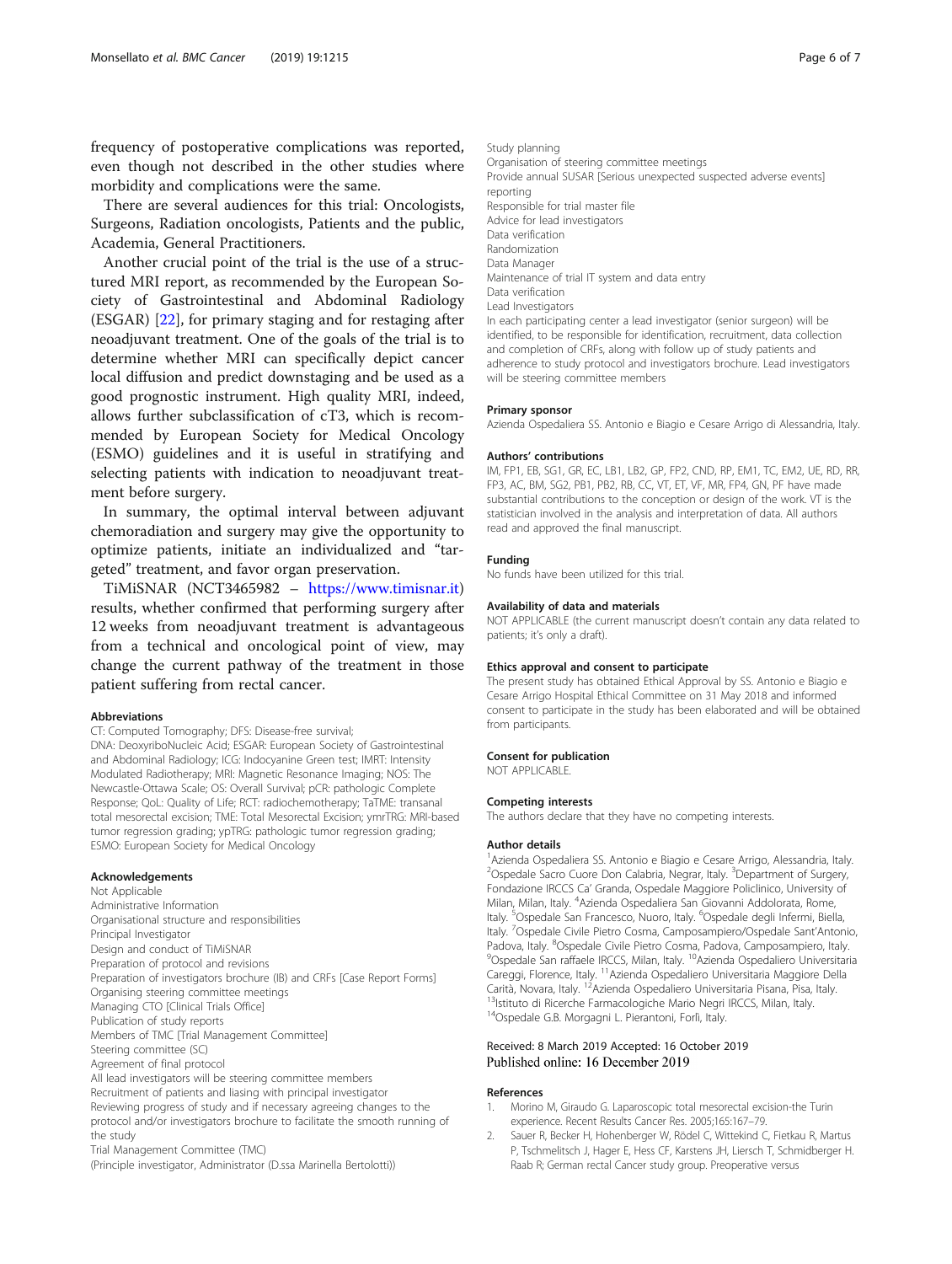frequency of postoperative complications was reported, even though not described in the other studies where morbidity and complications were the same.

There are several audiences for this trial: Oncologists, Surgeons, Radiation oncologists, Patients and the public, Academia, General Practitioners.

Another crucial point of the trial is the use of a structured MRI report, as recommended by the European Society of Gastrointestinal and Abdominal Radiology (ESGAR) [22], for primary staging and for restaging after neoadjuvant treatment. One of the goals of the trial is to determine whether MRI can specifically depict cancer local diffusion and predict downstaging and be used as a good prognostic instrument. High quality MRI, indeed, allows further subclassification of cT3, which is recommended by European Society for Medical Oncology (ESMO) guidelines and it is useful in stratifying and selecting patients with indication to neoadjuvant treatment before surgery.

In summary, the optimal interval between adjuvant chemoradiation and surgery may give the opportunity to optimize patients, initiate an individualized and "targeted" treatment, and favor organ preservation.

TiMiSNAR (NCT3465982 – https://www.timisnar.it) results, whether confirmed that performing surgery after 12 weeks from neoadjuvant treatment is advantageous from a technical and oncological point of view, may change the current pathway of the treatment in those patient suffering from rectal cancer.

#### Abbreviations

CT: Computed Tomography; DFS: Disease-free survival; DNA: DeoxyriboNucleic Acid; ESGAR: European Society of Gastrointestinal and Abdominal Radiology; ICG: Indocyanine Green test; IMRT: Intensity Modulated Radiotherapy; MRI: Magnetic Resonance Imaging; NOS: The Newcastle-Ottawa Scale; OS: Overall Survival; pCR: pathologic Complete Response; QoL: Quality of Life; RCT: radiochemotherapy; TaTME: transanal total mesorectal excision; TME: Total Mesorectal Excision; ymrTRG: MRI-based tumor regression grading; ypTRG: pathologic tumor regression grading; ESMO: European Society for Medical Oncology

#### Acknowledgements

Not Applicable
Administrative Information
Organisational structure and responsibilities
Principal Investigator
Design and conduct of TiMiSNAR
Preparation of protocol and revisions
Preparation of investigators brochure (IB) and CRFs [Case Report Forms]
Organising steering committee meetings
Managing CTO [Clinical Trials Office]
Publication of study reports
Members of TMC [Trial Management Committee]
Steering committee (SC)
Agreement of final protocol
All lead investigators will be steering committee members
Recruitment of patients and liasing with principal investigator
Reviewing progress of study and if necessary agreeing changes to the protocol and/or investigators brochure to facilitate the smooth running of the study
Trial Management Committee (TMC)
(Principle investigator, Administrator (D.ssa Marinella Bertolotti))
Study planning
Organisation of steering committee meetings
Provide annual SUSAR [Serious unexpected suspected adverse events] reporting
Responsible for trial master file
Advice for lead investigators
Data verification
Randomization
Data Manager
Maintenance of trial IT system and data entry
Data verification
Lead Investigators
In each participating center a lead investigator (senior surgeon) will be identified, to be responsible for identification, recruitment, data collection and completion of CRFs, along with follow up of study patients and adherence to study protocol and investigators brochure. Lead investigators will be steering committee members

#### Primary sponsor

Azienda Ospedaliera SS. Antonio e Biagio e Cesare Arrigo di Alessandria, Italy.

#### Authors' contributions

IM, FP1, EB, SG1, GR, EC, LB1, LB2, GP, FP2, CND, RP, EM1, TC, EM2, UE, RD, RR, FP3, AC, BM, SG2, PB1, PB2, RB, CC, VT, ET, VF, MR, FP4, GN, PF have made substantial contributions to the conception or design of the work. VT is the statistician involved in the analysis and interpretation of data. All authors read and approved the final manuscript.

#### Funding

No funds have been utilized for this trial.

#### Availability of data and materials

NOT APPLICABLE (the current manuscript doesn't contain any data related to patients; it's only a draft).

#### Ethics approval and consent to participate

The present study has obtained Ethical Approval by SS. Antonio e Biagio e Cesare Arrigo Hospital Ethical Committee on 31 May 2018 and informed consent to participate in the study has been elaborated and will be obtained from participants.

#### Consent for publication

NOT APPLICABLE.

#### Competing interests

The authors declare that they have no competing interests.

#### Author details

[1]Azienda Ospedaliera SS. Antonio e Biagio e Cesare Arrigo, Alessandria, Italy. [2]Ospedale Sacro Cuore Don Calabria, Negrar, Italy. [3]Department of Surgery, Fondazione IRCCS Ca' Granda, Ospedale Maggiore Policlinico, University of Milan, Milan, Italy. [4]Azienda Ospedaliera San Giovanni Addolorata, Rome, Italy. [5]Ospedale San Francesco, Nuoro, Italy. [6]Ospedale degli Infermi, Biella, Italy. [7]Ospedale Civile Pietro Cosma, Camposampiero/Ospedale Sant'Antonio, Padova, Italy. [8]Ospedale Civile Pietro Cosma, Padova, Camposampiero, Italy. [9]Ospedale San raffaele IRCCS, Milan, Italy. [10]Azienda Ospedaliero Universitaria Careggi, Florence, Italy. [11]Azienda Ospedaliero Universitaria Maggiore Della Carità, Novara, Italy. [12]Azienda Ospedaliero Universitaria Pisana, Pisa, Italy. [13]Istituto di Ricerche Farmacologiche Mario Negri IRCCS, Milan, Italy. [14]Ospedale G.B. Morgagni L. Pierantoni, Forlì, Italy.

Received: 8 March 2019 Accepted: 16 October 2019
Published online: 16 December 2019

#### References

1. Morino M, Giraudo G. Laparoscopic total mesorectal excision-the Turin experience. Recent Results Cancer Res. 2005;165:167–79.
2. Sauer R, Becker H, Hohenberger W, Rödel C, Wittekind C, Fietkau R, Martus P, Tschmelitsch J, Hager E, Hess CF, Karstens JH, Liersch T, Schmidberger H. Raab R; German rectal Cancer study group. Preoperative versus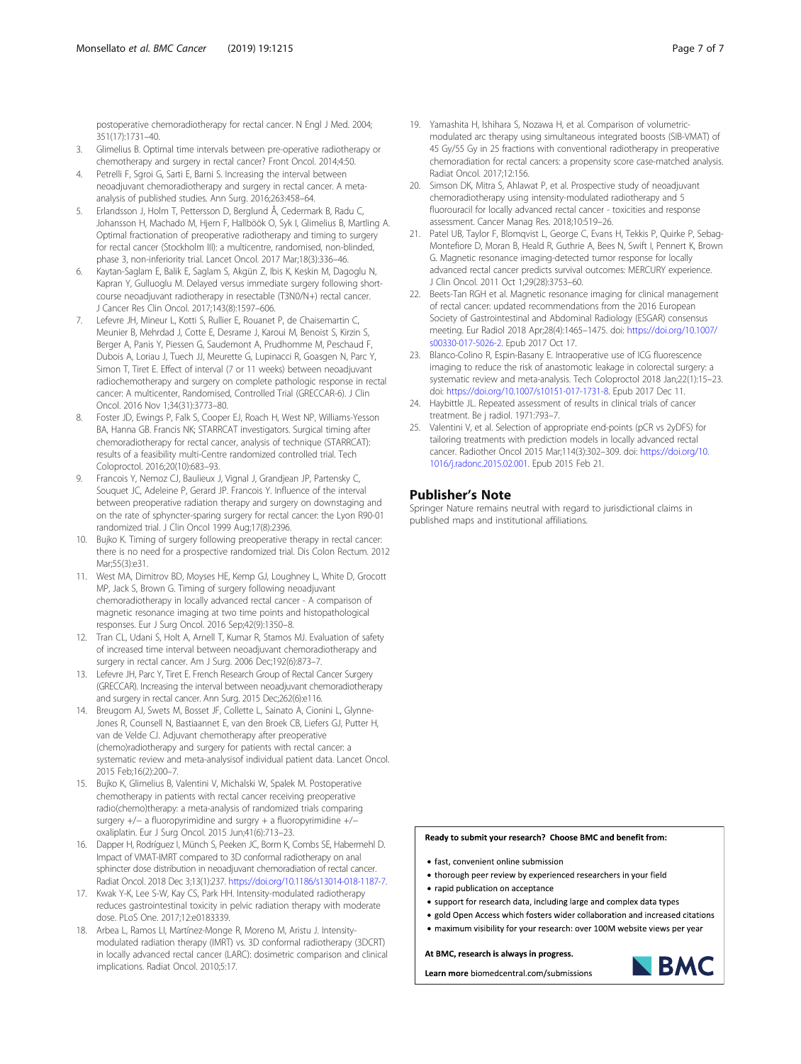postoperative chemoradiotherapy for rectal cancer. N Engl J Med. 2004; 351(17):1731–40.

3. Glimelius B. Optimal time intervals between pre-operative radiotherapy or chemotherapy and surgery in rectal cancer? Front Oncol. 2014;4:50.
4. Petrelli F, Sgroi G, Sarti E, Barni S. Increasing the interval between neoadjuvant chemoradiotherapy and surgery in rectal cancer. A meta-analysis of published studies. Ann Surg. 2016;263:458–64.
5. Erlandsson J, Holm T, Pettersson D, Berglund Å, Cedermark B, Radu C, Johansson H, Machado M, Hjern F, Hallböök O, Syk I, Glimelius B, Martling A. Optimal fractionation of preoperative radiotherapy and timing to surgery for rectal cancer (Stockholm III): a multicentre, randomised, non-blinded, phase 3, non-inferiority trial. Lancet Oncol. 2017 Mar;18(3):336–46.
6. Kaytan-Saglam E, Balik E, Saglam S, Akgün Z, Ibis K, Keskin M, Dagoglu N, Kapran Y, Gulluoglu M. Delayed versus immediate surgery following short-course neoadjuvant radiotherapy in resectable (T3N0/N+) rectal cancer. J Cancer Res Clin Oncol. 2017;143(8):1597–606.
7. Lefevre JH, Mineur L, Kotti S, Rullier E, Rouanet P, de Chaisemartin C, Meunier B, Mehrdad J, Cotte E, Desrame J, Karoui M, Benoist S, Kirzin S, Berger A, Panis Y, Piessen G, Saudemont A, Prudhomme M, Peschaud F, Dubois A, Loriau J, Tuech JJ, Meurette G, Lupinacci R, Goasgen N, Parc Y, Simon T, Tiret E. Effect of interval (7 or 11 weeks) between neoadjuvant radiochemotherapy and surgery on complete pathologic response in rectal cancer: A multicenter, Randomised, Controlled Trial (GRECCAR-6). J Clin Oncol. 2016 Nov 1;34(31):3773–80.
8. Foster JD, Ewings P, Falk S, Cooper EJ, Roach H, West NP, Williams-Yesson BA, Hanna GB. Francis NK; STARRCAT investigators. Surgical timing after chemoradiotherapy for rectal cancer, analysis of technique (STARRCAT): results of a feasibility multi-Centre randomized controlled trial. Tech Coloproctol. 2016;20(10):683–93.
9. Francois Y, Nemoz CJ, Baulieux J, Vignal J, Grandjean JP, Partensky C, Souquet JC, Adeleine P, Gerard JP. Francois Y. Influence of the interval between preoperative radiation therapy and surgery on downstaging and on the rate of sphyncter-sparing surgery for rectal cancer: the Lyon R90-01 randomized trial. J Clin Oncol 1999 Aug;17(8):2396.
10. Bujko K. Timing of surgery following preoperative therapy in rectal cancer: there is no need for a prospective randomized trial. Dis Colon Rectum. 2012 Mar;55(3):e31.
11. West MA, Dimitrov BD, Moyses HE, Kemp GJ, Loughney L, White D, Grocott MP, Jack S, Brown G. Timing of surgery following neoadjuvant chemoradiotherapy in locally advanced rectal cancer - A comparison of magnetic resonance imaging at two time points and histopathological responses. Eur J Surg Oncol. 2016 Sep;42(9):1350–8.
12. Tran CL, Udani S, Holt A, Arnell T, Kumar R, Stamos MJ. Evaluation of safety of increased time interval between neoadjuvant chemoradiotherapy and surgery in rectal cancer. Am J Surg. 2006 Dec;192(6):873–7.
13. Lefevre JH, Parc Y, Tiret E. French Research Group of Rectal Cancer Surgery (GRECCAR). Increasing the interval between neoadjuvant chemoradiotherapy and surgery in rectal cancer. Ann Surg. 2015 Dec;262(6):e116.
14. Breugom AJ, Swets M, Bosset JF, Collette L, Sainato A, Cionini L, Glynne-Jones R, Counsell N, Bastiaannet E, van den Broek CB, Liefers GJ, Putter H, van de Velde CJ. Adjuvant chemotherapy after preoperative (chemo)radiotherapy and surgery for patients with rectal cancer: a systematic review and meta-analysisof individual patient data. Lancet Oncol. 2015 Feb;16(2):200–7.
15. Bujko K, Glimelius B, Valentini V, Michalski W, Spalek M. Postoperative chemotherapy in patients with rectal cancer receiving preoperative radio(chemo)therapy: a meta-analysis of randomized trials comparing surgery +/− a fluoropyrimidine and surgery + a fluoropyrimidine +/− oxaliplatin. Eur J Surg Oncol. 2015 Jun;41(6):713–23.
16. Dapper H, Rodríguez I, Münch S, Peeken JC, Borm K, Combs SE, Habermehl D. Impact of VMAT-IMRT compared to 3D conformal radiotherapy on anal sphincter dose distribution in neoadjuvant chemoradiation of rectal cancer. Radiat Oncol. 2018 Dec 3;13(1):237. https://doi.org/10.1186/s13014-018-1187-7.
17. Kwak Y-K, Lee S-W, Kay CS, Park HH. Intensity-modulated radiotherapy reduces gastrointestinal toxicity in pelvic radiation therapy with moderate dose. PLoS One. 2017;12:e0183339.
18. Arbea L, Ramos LI, Martínez-Monge R, Moreno M, Aristu J. Intensity-modulated radiation therapy (IMRT) vs. 3D conformal radiotherapy (3DCRT) in locally advanced rectal cancer (LARC): dosimetric comparison and clinical implications. Radiat Oncol. 2010;5:17.
19. Yamashita H, Ishihara S, Nozawa H, et al. Comparison of volumetric-modulated arc therapy using simultaneous integrated boosts (SIB-VMAT) of 45 Gy/55 Gy in 25 fractions with conventional radiotherapy in preoperative chemoradiation for rectal cancers: a propensity score case-matched analysis. Radiat Oncol. 2017;12:156.
20. Simson DK, Mitra S, Ahlawat P, et al. Prospective study of neoadjuvant chemoradiotherapy using intensity-modulated radiotherapy and 5 fluorouracil for locally advanced rectal cancer - toxicities and response assessment. Cancer Manag Res. 2018;10:519–26.
21. Patel UB, Taylor F, Blomqvist L, George C, Evans H, Tekkis P, Quirke P, Sebag-Montefiore D, Moran B, Heald R, Guthrie A, Bees N, Swift I, Pennert K, Brown G. Magnetic resonance imaging-detected tumor response for locally advanced rectal cancer predicts survival outcomes: MERCURY experience. J Clin Oncol. 2011 Oct 1;29(28):3753–60.
22. Beets-Tan RGH et al. Magnetic resonance imaging for clinical management of rectal cancer: updated recommendations from the 2016 European Society of Gastrointestinal and Abdominal Radiology (ESGAR) consensus meeting. Eur Radiol 2018 Apr;28(4):1465–1475. doi: https://doi.org/10.1007/s00330-017-5026-2. Epub 2017 Oct 17.
23. Blanco-Colino R, Espin-Basany E. Intraoperative use of ICG fluorescence imaging to reduce the risk of anastomotic leakage in colorectal surgery: a systematic review and meta-analysis. Tech Coloproctol 2018 Jan;22(1):15–23. doi: https://doi.org/10.1007/s10151-017-1731-8. Epub 2017 Dec 11.
24. Haybittle JL. Repeated assessment of results in clinical trials of cancer treatment. Be j radiol. 1971:793–7.
25. Valentini V, et al. Selection of appropriate end-points (pCR vs 2yDFS) for tailoring treatments with prediction models in locally advanced rectal cancer. Radiother Oncol 2015 Mar;114(3):302–309. doi: https://doi.org/10.1016/j.radonc.2015.02.001. Epub 2015 Feb 21.

## Publisher's Note

Springer Nature remains neutral with regard to jurisdictional claims in published maps and institutional affiliations.

**Ready to submit your research? Choose BMC and benefit from:**

- fast, convenient online submission
- thorough peer review by experienced researchers in your field
- rapid publication on acceptance
- support for research data, including large and complex data types
- gold Open Access which fosters wider collaboration and increased citations
- maximum visibility for your research: over 100M website views per year

**At BMC, research is always in progress.**

**Learn more** biomedcentral.com/submissions

BMC